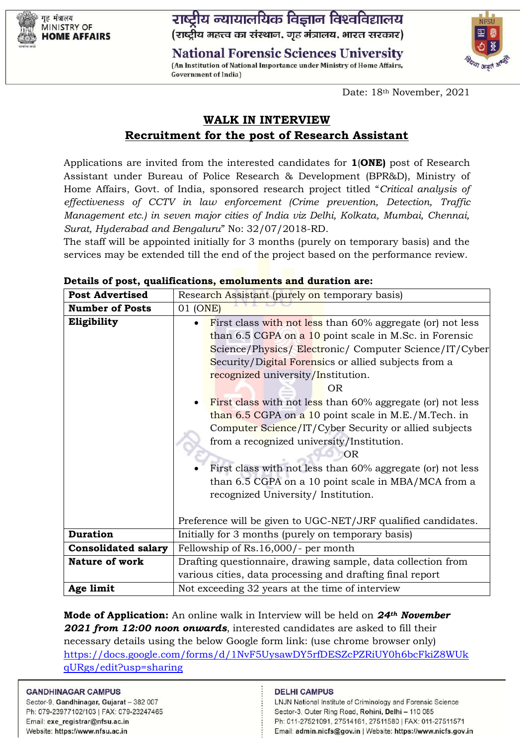गृह मंत्रालय
MINISTRY OF
**HOME AFFAIRS**

# राष्ट्रीय न्यायालयिक विज्ञान विश्वविद्यालय

(राष्ट्रीय महत्त्व का संस्थान, गृह मंत्रालय, भारत सरकार)

# National Forensic Sciences University

(An Institution of National Importance under Ministry of Home Affairs, Government of India)

Date: 18th November, 2021

## WALK IN INTERVIEW

## Recruitment for the post of Research Assistant

Applications are invited from the interested candidates for **1(ONE)** post of Research Assistant under Bureau of Police Research & Development (BPR&D), Ministry of Home Affairs, Govt. of India, sponsored research project titled "*Critical analysis of effectiveness of CCTV in law enforcement (Crime prevention, Detection, Traffic Management etc.) in seven major cities of India viz Delhi, Kolkata, Mumbai, Chennai, Surat, Hyderabad and Bengaluru*" No: 32/07/2018-RD.

The staff will be appointed initially for 3 months (purely on temporary basis) and the services may be extended till the end of the project based on the performance review.

**Details of post, qualifications, emoluments and duration are:**

| **Post Advertised** | Research Assistant (purely on temporary basis) |
|---|---|
| **Number of Posts** | 01 (ONE) |
| **Eligibility** | • First class with not less than 60% aggregate (or) not less than 6.5 CGPA on a 10 point scale in M.Sc. in Forensic Science/Physics/ Electronic/ Computer Science/IT/Cyber Security/Digital Forensics or allied subjects from a recognized university/Institution.<br>OR<br>• First class with not less than 60% aggregate (or) not less than 6.5 CGPA on a 10 point scale in M.E./M.Tech. in Computer Science/IT/Cyber Security or allied subjects from a recognized university/Institution.<br>OR<br>• First class with not less than 60% aggregate (or) not less than 6.5 CGPA on a 10 point scale in MBA/MCA from a recognized University/ Institution.<br><br>Preference will be given to UGC-NET/JRF qualified candidates. |
| **Duration** | Initially for 3 months (purely on temporary basis) |
| **Consolidated salary** | Fellowship of Rs.16,000/- per month |
| **Nature of work** | Drafting questionnaire, drawing sample, data collection from various cities, data processing and drafting final report |
| **Age limit** | Not exceeding 32 years at the time of interview |

**Mode of Application:** An online walk in Interview will be held on ***24th November 2021 from 12:00 noon onwards***, interested candidates are asked to fill their necessary details using the below Google form link: (use chrome browser only) https://docs.google.com/forms/d/1NvF5UysawDY5rfDESZcPZRiUY0h6bcFkiZ8WUkqURgs/edit?usp=sharing

**GANDHINAGAR CAMPUS**
Sector-9, **Gandhinagar, Gujarat** – 382 007
Ph: 079-23977102/103 | FAX: 079-23247465
Email: **exe_registrar@nfsu.ac.in**
Website: **https://www.nfsu.ac.in**

**DELHI CAMPUS**
LNJN National Institute of Criminology and Forensic Science
Sector-3, Outer Ring Road, **Rohini, Delhi – 110 085**
Ph: 011-27521091, 27514161, 27511580 | FAX: 011-27511571
Email: **admin.nicfs@gov.in** | Website: **https://www.nicfs.gov.in**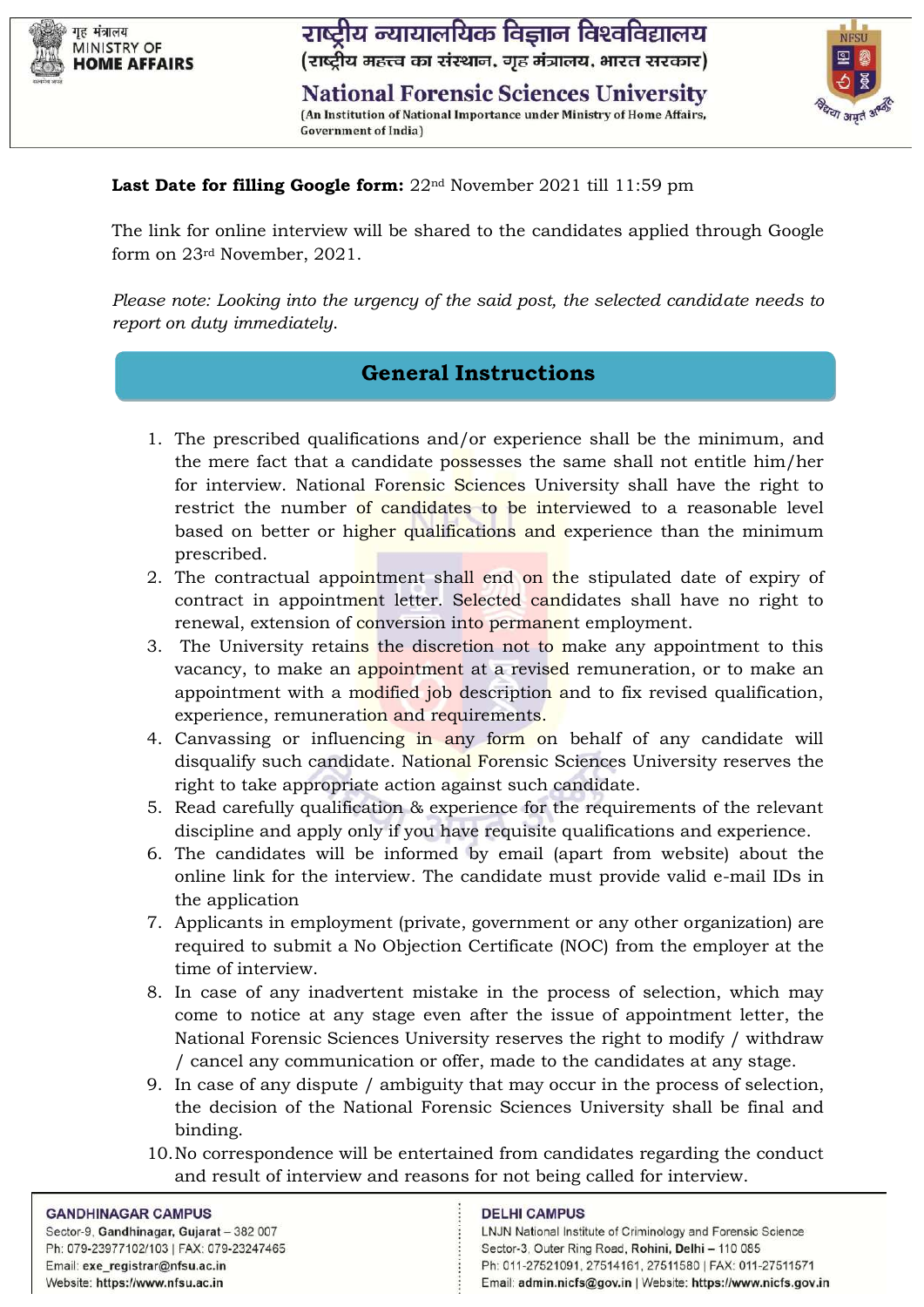**Last Date for filling Google form:** 22nd November 2021 till 11:59 pm

The link for online interview will be shared to the candidates applied through Google form on 23rd November, 2021.

*Please note: Looking into the urgency of the said post, the selected candidate needs to report on duty immediately.*

## General Instructions

1. The prescribed qualifications and/or experience shall be the minimum, and the mere fact that a candidate possesses the same shall not entitle him/her for interview. National Forensic Sciences University shall have the right to restrict the number of candidates to be interviewed to a reasonable level based on better or higher qualifications and experience than the minimum prescribed.
2. The contractual appointment shall end on the stipulated date of expiry of contract in appointment letter. Selected candidates shall have no right to renewal, extension of conversion into permanent employment.
3. The University retains the discretion not to make any appointment to this vacancy, to make an appointment at a revised remuneration, or to make an appointment with a modified job description and to fix revised qualification, experience, remuneration and requirements.
4. Canvassing or influencing in any form on behalf of any candidate will disqualify such candidate. National Forensic Sciences University reserves the right to take appropriate action against such candidate.
5. Read carefully qualification & experience for the requirements of the relevant discipline and apply only if you have requisite qualifications and experience.
6. The candidates will be informed by email (apart from website) about the online link for the interview. The candidate must provide valid e-mail IDs in the application
7. Applicants in employment (private, government or any other organization) are required to submit a No Objection Certificate (NOC) from the employer at the time of interview.
8. In case of any inadvertent mistake in the process of selection, which may come to notice at any stage even after the issue of appointment letter, the National Forensic Sciences University reserves the right to modify / withdraw / cancel any communication or offer, made to the candidates at any stage.
9. In case of any dispute / ambiguity that may occur in the process of selection, the decision of the National Forensic Sciences University shall be final and binding.
10. No correspondence will be entertained from candidates regarding the conduct and result of interview and reasons for not being called for interview.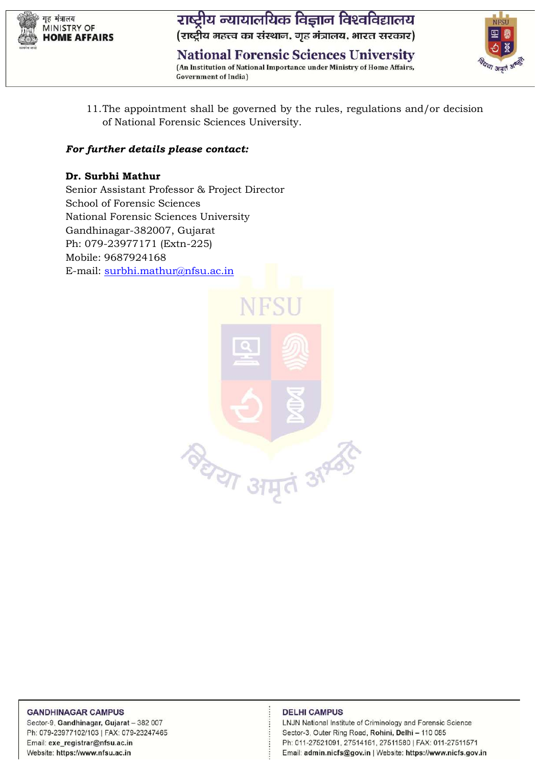11. The appointment shall be governed by the rules, regulations and/or decision of National Forensic Sciences University.

***For further details please contact:***

**Dr. Surbhi Mathur**
Senior Assistant Professor & Project Director
School of Forensic Sciences
National Forensic Sciences University
Gandhinagar-382007, Gujarat
Ph: 079-23977171 (Extn-225)
Mobile: 9687924168
E-mail: surbhi.mathur@nfsu.ac.in